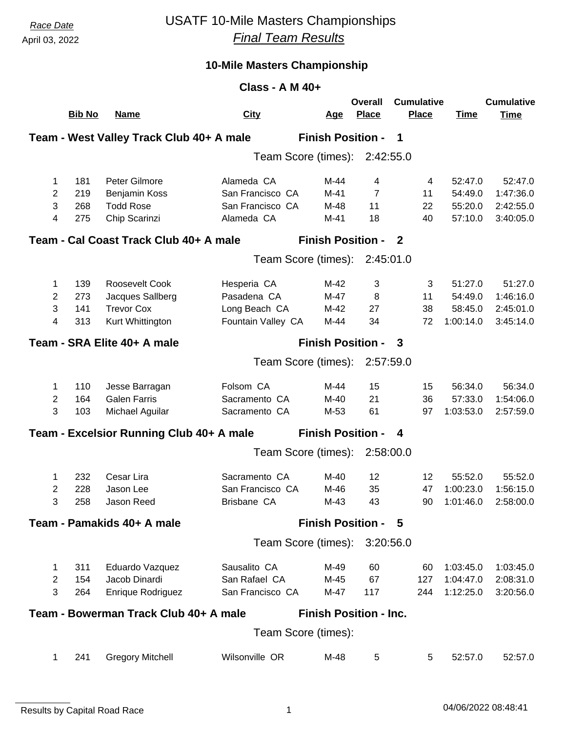*Race Date*
April 03, 2022

# USATF 10-Mile Masters Championships
## *Final Team Results*

### 10-Mile Masters Championship

### Class - A M 40+

**Team - West Valley Track Club 40+ A male** — **Finish Position - 1**

Team Score (times): 2:42:55.0

| | Bib No | Name | City | Age | Overall Place | Cumulative Place | Time | Cumulative Time |
|---|---|---|---|---|---|---|---|---|
| 1 | 181 | Peter Gilmore | Alameda CA | M-44 | 4 | 4 | 52:47.0 | 52:47.0 |
| 2 | 219 | Benjamin Koss | San Francisco CA | M-41 | 7 | 11 | 54:49.0 | 1:47:36.0 |
| 3 | 268 | Todd Rose | San Francisco CA | M-48 | 11 | 22 | 55:20.0 | 2:42:55.0 |
| 4 | 275 | Chip Scarinzi | Alameda CA | M-41 | 18 | 40 | 57:10.0 | 3:40:05.0 |

**Team - Cal Coast Track Club 40+ A male** — **Finish Position - 2**

Team Score (times): 2:45:01.0

| | Bib No | Name | City | Age | Overall Place | Cumulative Place | Time | Cumulative Time |
|---|---|---|---|---|---|---|---|---|
| 1 | 139 | Roosevelt Cook | Hesperia CA | M-42 | 3 | 3 | 51:27.0 | 51:27.0 |
| 2 | 273 | Jacques Sallberg | Pasadena CA | M-47 | 8 | 11 | 54:49.0 | 1:46:16.0 |
| 3 | 141 | Trevor Cox | Long Beach CA | M-42 | 27 | 38 | 58:45.0 | 2:45:01.0 |
| 4 | 313 | Kurt Whittington | Fountain Valley CA | M-44 | 34 | 72 | 1:00:14.0 | 3:45:14.0 |

**Team - SRA Elite 40+ A male** — **Finish Position - 3**

Team Score (times): 2:57:59.0

| | Bib No | Name | City | Age | Overall Place | Cumulative Place | Time | Cumulative Time |
|---|---|---|---|---|---|---|---|---|
| 1 | 110 | Jesse Barragan | Folsom CA | M-44 | 15 | 15 | 56:34.0 | 56:34.0 |
| 2 | 164 | Galen Farris | Sacramento CA | M-40 | 21 | 36 | 57:33.0 | 1:54:06.0 |
| 3 | 103 | Michael Aguilar | Sacramento CA | M-53 | 61 | 97 | 1:03:53.0 | 2:57:59.0 |

**Team - Excelsior Running Club 40+ A male** — **Finish Position - 4**

Team Score (times): 2:58:00.0

| | Bib No | Name | City | Age | Overall Place | Cumulative Place | Time | Cumulative Time |
|---|---|---|---|---|---|---|---|---|
| 1 | 232 | Cesar Lira | Sacramento CA | M-40 | 12 | 12 | 55:52.0 | 55:52.0 |
| 2 | 228 | Jason Lee | San Francisco CA | M-46 | 35 | 47 | 1:00:23.0 | 1:56:15.0 |
| 3 | 258 | Jason Reed | Brisbane CA | M-43 | 43 | 90 | 1:01:46.0 | 2:58:00.0 |

**Team - Pamakids 40+ A male** — **Finish Position - 5**

Team Score (times): 3:20:56.0

| | Bib No | Name | City | Age | Overall Place | Cumulative Place | Time | Cumulative Time |
|---|---|---|---|---|---|---|---|---|
| 1 | 311 | Eduardo Vazquez | Sausalito CA | M-49 | 60 | 60 | 1:03:45.0 | 1:03:45.0 |
| 2 | 154 | Jacob Dinardi | San Rafael CA | M-45 | 67 | 127 | 1:04:47.0 | 2:08:31.0 |
| 3 | 264 | Enrique Rodriguez | San Francisco CA | M-47 | 117 | 244 | 1:12:25.0 | 3:20:56.0 |

**Team - Bowerman Track Club 40+ A male** — **Finish Position - Inc.**

Team Score (times):

| | Bib No | Name | City | Age | Overall Place | Cumulative Place | Time | Cumulative Time |
|---|---|---|---|---|---|---|---|---|
| 1 | 241 | Gregory Mitchell | Wilsonville OR | M-48 | 5 | 5 | 52:57.0 | 52:57.0 |

Results by Capital Road Race — 04/06/2022 08:48:41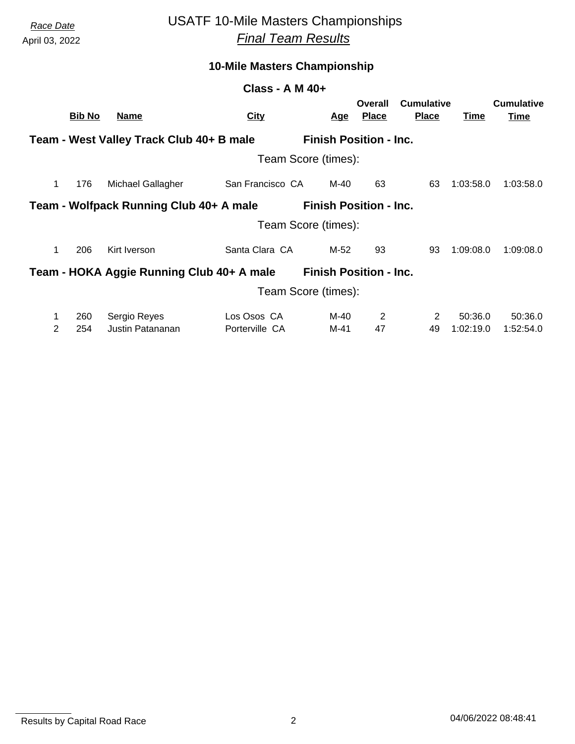*Race Date*
April 03, 2022

# USATF 10-Mile Masters Championships
## *Final Team Results*

### 10-Mile Masters Championship

#### Class - A M 40+

| | Bib No | Name | City | Age | Overall Place | Cumulative Place | Time | Cumulative Time |
|---|---|---|---|---|---|---|---|---|
| **Team - West Valley Track Club 40+ B male** | | | | **Finish Position - Inc.** | | | | |
| | | | Team Score (times): | | | | | |
| 1 | 176 | Michael Gallagher | San Francisco CA | M-40 | 63 | 63 | 1:03:58.0 | 1:03:58.0 |
| **Team - Wolfpack Running Club 40+ A male** | | | | **Finish Position - Inc.** | | | | |
| | | | Team Score (times): | | | | | |
| 1 | 206 | Kirt Iverson | Santa Clara CA | M-52 | 93 | 93 | 1:09:08.0 | 1:09:08.0 |
| **Team - HOKA Aggie Running Club 40+ A male** | | | | **Finish Position - Inc.** | | | | |
| | | | Team Score (times): | | | | | |
| 1 | 260 | Sergio Reyes | Los Osos CA | M-40 | 2 | 2 | 50:36.0 | 50:36.0 |
| 2 | 254 | Justin Patananan | Porterville CA | M-41 | 47 | 49 | 1:02:19.0 | 1:52:54.0 |

Results by Capital Road Race

04/06/2022 08:48:41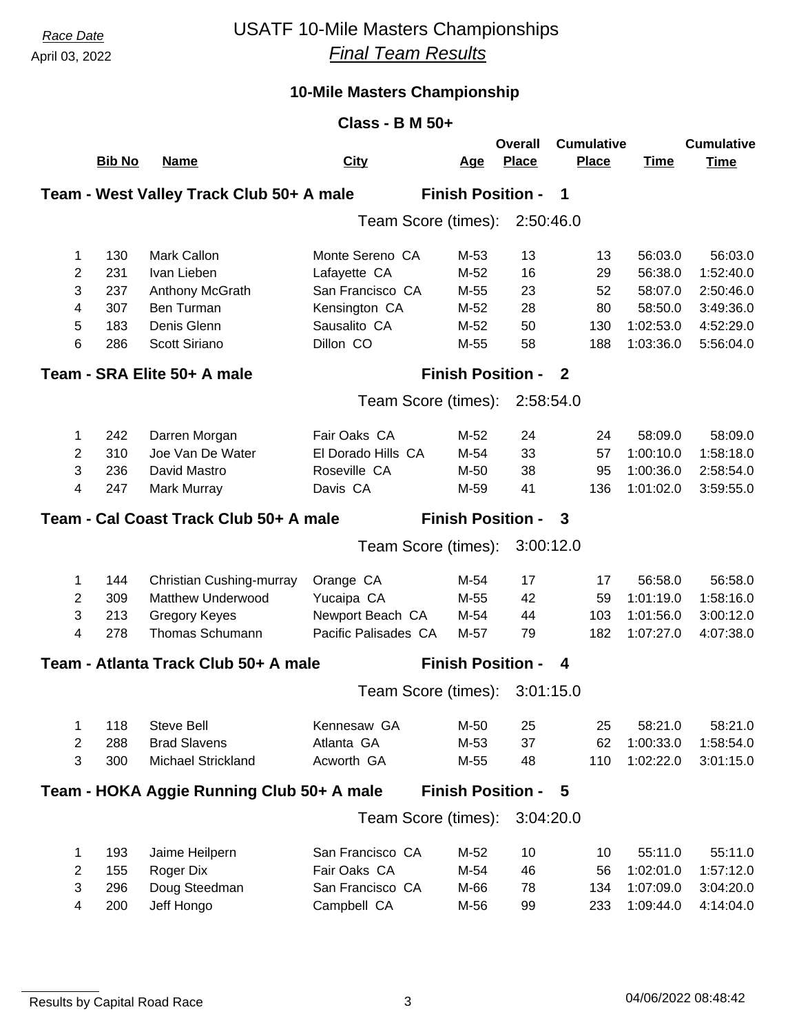*Race Date*
April 03, 2022

# USATF 10-Mile Masters Championships
## *Final Team Results*

### 10-Mile Masters Championship

### Class - B M 50+

**Team - West Valley Track Club 50+ A male** — **Finish Position - 1**

Team Score (times): 2:50:46.0

| | Bib No | Name | City | Age | Overall Place | Cumulative Place | Time | Cumulative Time |
|---|---|---|---|---|---|---|---|---|
| 1 | 130 | Mark Callon | Monte Sereno CA | M-53 | 13 | 13 | 56:03.0 | 56:03.0 |
| 2 | 231 | Ivan Lieben | Lafayette CA | M-52 | 16 | 29 | 56:38.0 | 1:52:40.0 |
| 3 | 237 | Anthony McGrath | San Francisco CA | M-55 | 23 | 52 | 58:07.0 | 2:50:46.0 |
| 4 | 307 | Ben Turman | Kensington CA | M-52 | 28 | 80 | 58:50.0 | 3:49:36.0 |
| 5 | 183 | Denis Glenn | Sausalito CA | M-52 | 50 | 130 | 1:02:53.0 | 4:52:29.0 |
| 6 | 286 | Scott Siriano | Dillon CO | M-55 | 58 | 188 | 1:03:36.0 | 5:56:04.0 |

**Team - SRA Elite 50+ A male** — **Finish Position - 2**

Team Score (times): 2:58:54.0

| | Bib No | Name | City | Age | Overall Place | Cumulative Place | Time | Cumulative Time |
|---|---|---|---|---|---|---|---|---|
| 1 | 242 | Darren Morgan | Fair Oaks CA | M-52 | 24 | 24 | 58:09.0 | 58:09.0 |
| 2 | 310 | Joe Van De Water | El Dorado Hills CA | M-54 | 33 | 57 | 1:00:10.0 | 1:58:18.0 |
| 3 | 236 | David Mastro | Roseville CA | M-50 | 38 | 95 | 1:00:36.0 | 2:58:54.0 |
| 4 | 247 | Mark Murray | Davis CA | M-59 | 41 | 136 | 1:01:02.0 | 3:59:55.0 |

**Team - Cal Coast Track Club 50+ A male** — **Finish Position - 3**

Team Score (times): 3:00:12.0

| | Bib No | Name | City | Age | Overall Place | Cumulative Place | Time | Cumulative Time |
|---|---|---|---|---|---|---|---|---|
| 1 | 144 | Christian Cushing-murray | Orange CA | M-54 | 17 | 17 | 56:58.0 | 56:58.0 |
| 2 | 309 | Matthew Underwood | Yucaipa CA | M-55 | 42 | 59 | 1:01:19.0 | 1:58:16.0 |
| 3 | 213 | Gregory Keyes | Newport Beach CA | M-54 | 44 | 103 | 1:01:56.0 | 3:00:12.0 |
| 4 | 278 | Thomas Schumann | Pacific Palisades CA | M-57 | 79 | 182 | 1:07:27.0 | 4:07:38.0 |

**Team - Atlanta Track Club 50+ A male** — **Finish Position - 4**

Team Score (times): 3:01:15.0

| | Bib No | Name | City | Age | Overall Place | Cumulative Place | Time | Cumulative Time |
|---|---|---|---|---|---|---|---|---|
| 1 | 118 | Steve Bell | Kennesaw GA | M-50 | 25 | 25 | 58:21.0 | 58:21.0 |
| 2 | 288 | Brad Slavens | Atlanta GA | M-53 | 37 | 62 | 1:00:33.0 | 1:58:54.0 |
| 3 | 300 | Michael Strickland | Acworth GA | M-55 | 48 | 110 | 1:02:22.0 | 3:01:15.0 |

**Team - HOKA Aggie Running Club 50+ A male** — **Finish Position - 5**

Team Score (times): 3:04:20.0

| | Bib No | Name | City | Age | Overall Place | Cumulative Place | Time | Cumulative Time |
|---|---|---|---|---|---|---|---|---|
| 1 | 193 | Jaime Heilpern | San Francisco CA | M-52 | 10 | 10 | 55:11.0 | 55:11.0 |
| 2 | 155 | Roger Dix | Fair Oaks CA | M-54 | 46 | 56 | 1:02:01.0 | 1:57:12.0 |
| 3 | 296 | Doug Steedman | San Francisco CA | M-66 | 78 | 134 | 1:07:09.0 | 3:04:20.0 |
| 4 | 200 | Jeff Hongo | Campbell CA | M-56 | 99 | 233 | 1:09:44.0 | 4:14:04.0 |

Results by Capital Road Race — 04/06/2022 08:48:42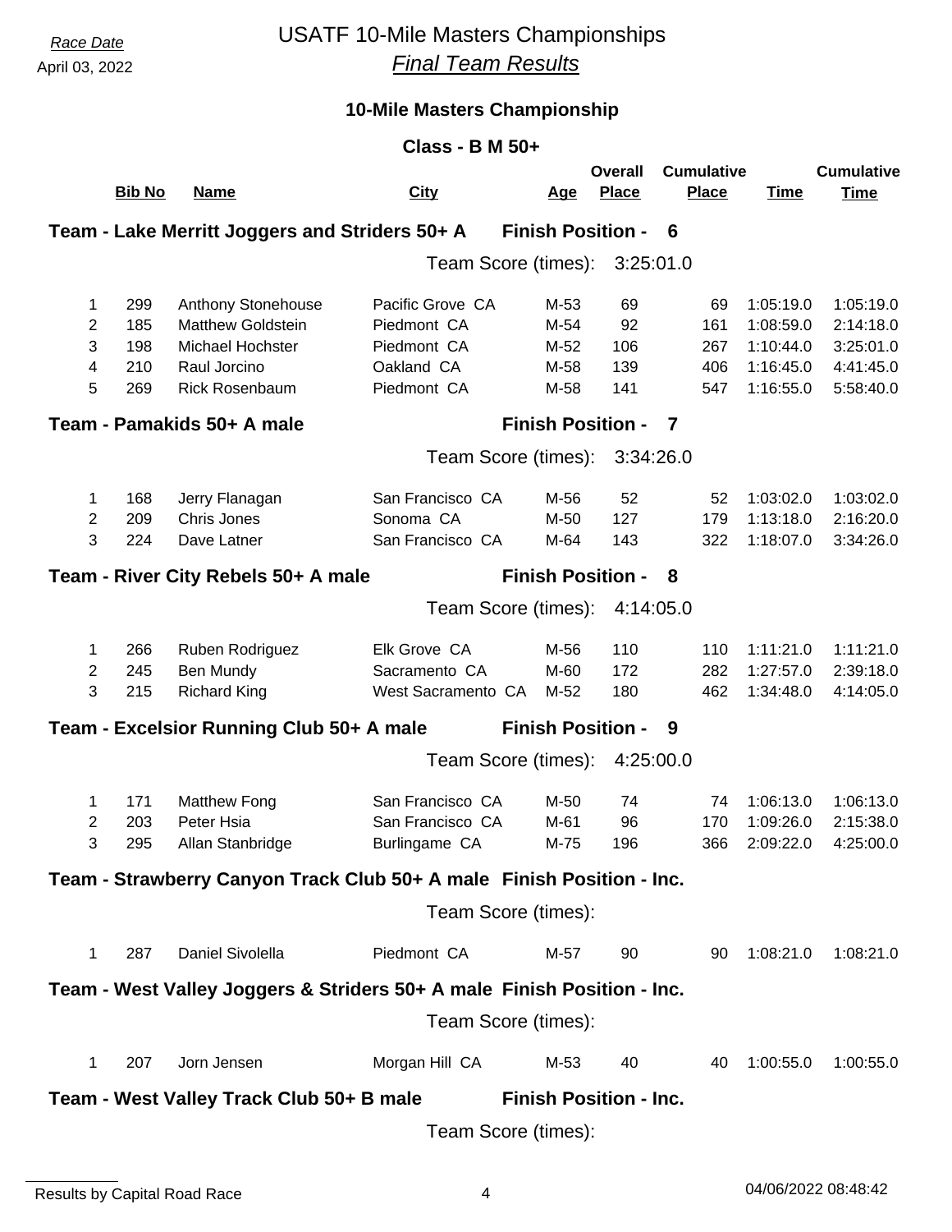*Race Date*
April 03, 2022

# USATF 10-Mile Masters Championships

## *Final Team Results*

### 10-Mile Masters Championship

**Class - B M 50+**

**Team - Lake Merritt Joggers and Striders 50+ A** **Finish Position - 6**

Team Score (times): 3:25:01.0

| | Bib No | Name | City | Age | Overall Place | Cumulative Place | Time | Cumulative Time |
|---|---|---|---|---|---|---|---|---|
| 1 | 299 | Anthony Stonehouse | Pacific Grove CA | M-53 | 69 | 69 | 1:05:19.0 | 1:05:19.0 |
| 2 | 185 | Matthew Goldstein | Piedmont CA | M-54 | 92 | 161 | 1:08:59.0 | 2:14:18.0 |
| 3 | 198 | Michael Hochster | Piedmont CA | M-52 | 106 | 267 | 1:10:44.0 | 3:25:01.0 |
| 4 | 210 | Raul Jorcino | Oakland CA | M-58 | 139 | 406 | 1:16:45.0 | 4:41:45.0 |
| 5 | 269 | Rick Rosenbaum | Piedmont CA | M-58 | 141 | 547 | 1:16:55.0 | 5:58:40.0 |

**Team - Pamakids 50+ A male** **Finish Position - 7**

Team Score (times): 3:34:26.0

| | Bib No | Name | City | Age | Overall Place | Cumulative Place | Time | Cumulative Time |
|---|---|---|---|---|---|---|---|---|
| 1 | 168 | Jerry Flanagan | San Francisco CA | M-56 | 52 | 52 | 1:03:02.0 | 1:03:02.0 |
| 2 | 209 | Chris Jones | Sonoma CA | M-50 | 127 | 179 | 1:13:18.0 | 2:16:20.0 |
| 3 | 224 | Dave Latner | San Francisco CA | M-64 | 143 | 322 | 1:18:07.0 | 3:34:26.0 |

**Team - River City Rebels 50+ A male** **Finish Position - 8**

Team Score (times): 4:14:05.0

| | Bib No | Name | City | Age | Overall Place | Cumulative Place | Time | Cumulative Time |
|---|---|---|---|---|---|---|---|---|
| 1 | 266 | Ruben Rodriguez | Elk Grove CA | M-56 | 110 | 110 | 1:11:21.0 | 1:11:21.0 |
| 2 | 245 | Ben Mundy | Sacramento CA | M-60 | 172 | 282 | 1:27:57.0 | 2:39:18.0 |
| 3 | 215 | Richard King | West Sacramento CA | M-52 | 180 | 462 | 1:34:48.0 | 4:14:05.0 |

**Team - Excelsior Running Club 50+ A male** **Finish Position - 9**

Team Score (times): 4:25:00.0

| | Bib No | Name | City | Age | Overall Place | Cumulative Place | Time | Cumulative Time |
|---|---|---|---|---|---|---|---|---|
| 1 | 171 | Matthew Fong | San Francisco CA | M-50 | 74 | 74 | 1:06:13.0 | 1:06:13.0 |
| 2 | 203 | Peter Hsia | San Francisco CA | M-61 | 96 | 170 | 1:09:26.0 | 2:15:38.0 |
| 3 | 295 | Allan Stanbridge | Burlingame CA | M-75 | 196 | 366 | 2:09:22.0 | 4:25:00.0 |

**Team - Strawberry Canyon Track Club 50+ A male** **Finish Position - Inc.**

Team Score (times):

| | Bib No | Name | City | Age | Overall Place | Cumulative Place | Time | Cumulative Time |
|---|---|---|---|---|---|---|---|---|
| 1 | 287 | Daniel Sivolella | Piedmont CA | M-57 | 90 | 90 | 1:08:21.0 | 1:08:21.0 |

**Team - West Valley Joggers & Striders 50+ A male** **Finish Position - Inc.**

Team Score (times):

| | Bib No | Name | City | Age | Overall Place | Cumulative Place | Time | Cumulative Time |
|---|---|---|---|---|---|---|---|---|
| 1 | 207 | Jorn Jensen | Morgan Hill CA | M-53 | 40 | 40 | 1:00:55.0 | 1:00:55.0 |

**Team - West Valley Track Club 50+ B male** **Finish Position - Inc.**

Team Score (times):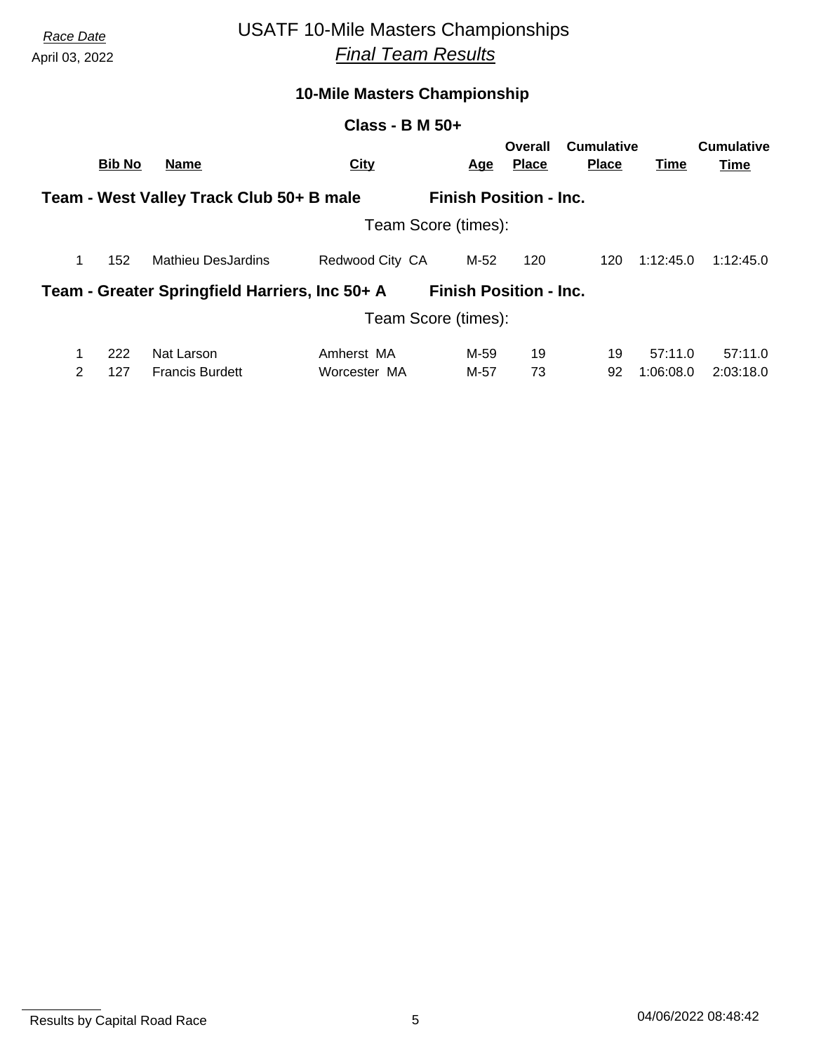*Race Date*
April 03, 2022

# USATF 10-Mile Masters Championships

## *Final Team Results*

### 10-Mile Masters Championship

### Class - B M 50+

**Team - West Valley Track Club 50+ B male** — **Finish Position - Inc.**

Team Score (times):

| | Bib No | Name | City | Age | Overall Place | Cumulative Place | Time | Cumulative Time |
|---|---|---|---|---|---|---|---|---|
| 1 | 152 | Mathieu DesJardins | Redwood City CA | M-52 | 120 | 120 | 1:12:45.0 | 1:12:45.0 |

**Team - Greater Springfield Harriers, Inc 50+ A** — **Finish Position - Inc.**

Team Score (times):

| | Bib No | Name | City | Age | Overall Place | Cumulative Place | Time | Cumulative Time |
|---|---|---|---|---|---|---|---|---|
| 1 | 222 | Nat Larson | Amherst MA | M-59 | 19 | 19 | 57:11.0 | 57:11.0 |
| 2 | 127 | Francis Burdett | Worcester MA | M-57 | 73 | 92 | 1:06:08.0 | 2:03:18.0 |

Results by Capital Road Race — 04/06/2022 08:48:42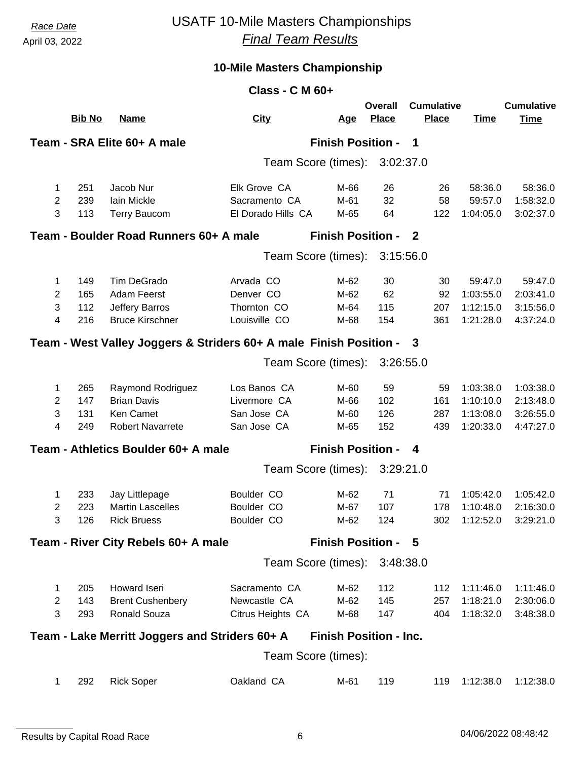*Race Date*
April 03, 2022

# USATF 10-Mile Masters Championships
## *Final Team Results*

### 10-Mile Masters Championship

**Class - C M 60+**

**Team - SRA Elite 60+ A male** — **Finish Position - 1**

Team Score (times): 3:02:37.0

| | Bib No | Name | City | Age | Overall Place | Cumulative Place | Time | Cumulative Time |
|---|---|---|---|---|---|---|---|---|
| 1 | 251 | Jacob Nur | Elk Grove CA | M-66 | 26 | 26 | 58:36.0 | 58:36.0 |
| 2 | 239 | Iain Mickle | Sacramento CA | M-61 | 32 | 58 | 59:57.0 | 1:58:32.0 |
| 3 | 113 | Terry Baucom | El Dorado Hills CA | M-65 | 64 | 122 | 1:04:05.0 | 3:02:37.0 |

**Team - Boulder Road Runners 60+ A male** — **Finish Position - 2**

Team Score (times): 3:15:56.0

| | Bib No | Name | City | Age | Overall Place | Cumulative Place | Time | Cumulative Time |
|---|---|---|---|---|---|---|---|---|
| 1 | 149 | Tim DeGrado | Arvada CO | M-62 | 30 | 30 | 59:47.0 | 59:47.0 |
| 2 | 165 | Adam Feerst | Denver CO | M-62 | 62 | 92 | 1:03:55.0 | 2:03:41.0 |
| 3 | 112 | Jeffery Barros | Thornton CO | M-64 | 115 | 207 | 1:12:15.0 | 3:15:56.0 |
| 4 | 216 | Bruce Kirschner | Louisville CO | M-68 | 154 | 361 | 1:21:28.0 | 4:37:24.0 |

**Team - West Valley Joggers & Striders 60+ A male** — **Finish Position - 3**

Team Score (times): 3:26:55.0

| | Bib No | Name | City | Age | Overall Place | Cumulative Place | Time | Cumulative Time |
|---|---|---|---|---|---|---|---|---|
| 1 | 265 | Raymond Rodriguez | Los Banos CA | M-60 | 59 | 59 | 1:03:38.0 | 1:03:38.0 |
| 2 | 147 | Brian Davis | Livermore CA | M-66 | 102 | 161 | 1:10:10.0 | 2:13:48.0 |
| 3 | 131 | Ken Camet | San Jose CA | M-60 | 126 | 287 | 1:13:08.0 | 3:26:55.0 |
| 4 | 249 | Robert Navarrete | San Jose CA | M-65 | 152 | 439 | 1:20:33.0 | 4:47:27.0 |

**Team - Athletics Boulder 60+ A male** — **Finish Position - 4**

Team Score (times): 3:29:21.0

| | Bib No | Name | City | Age | Overall Place | Cumulative Place | Time | Cumulative Time |
|---|---|---|---|---|---|---|---|---|
| 1 | 233 | Jay Littlepage | Boulder CO | M-62 | 71 | 71 | 1:05:42.0 | 1:05:42.0 |
| 2 | 223 | Martin Lascelles | Boulder CO | M-67 | 107 | 178 | 1:10:48.0 | 2:16:30.0 |
| 3 | 126 | Rick Bruess | Boulder CO | M-62 | 124 | 302 | 1:12:52.0 | 3:29:21.0 |

**Team - River City Rebels 60+ A male** — **Finish Position - 5**

Team Score (times): 3:48:38.0

| | Bib No | Name | City | Age | Overall Place | Cumulative Place | Time | Cumulative Time |
|---|---|---|---|---|---|---|---|---|
| 1 | 205 | Howard Iseri | Sacramento CA | M-62 | 112 | 112 | 1:11:46.0 | 1:11:46.0 |
| 2 | 143 | Brent Cushenbery | Newcastle CA | M-62 | 145 | 257 | 1:18:21.0 | 2:30:06.0 |
| 3 | 293 | Ronald Souza | Citrus Heights CA | M-68 | 147 | 404 | 1:18:32.0 | 3:48:38.0 |

**Team - Lake Merritt Joggers and Striders 60+ A** — **Finish Position - Inc.**

Team Score (times):

| | Bib No | Name | City | Age | Overall Place | Cumulative Place | Time | Cumulative Time |
|---|---|---|---|---|---|---|---|---|
| 1 | 292 | Rick Soper | Oakland CA | M-61 | 119 | 119 | 1:12:38.0 | 1:12:38.0 |

Results by Capital Road Race — 04/06/2022 08:48:42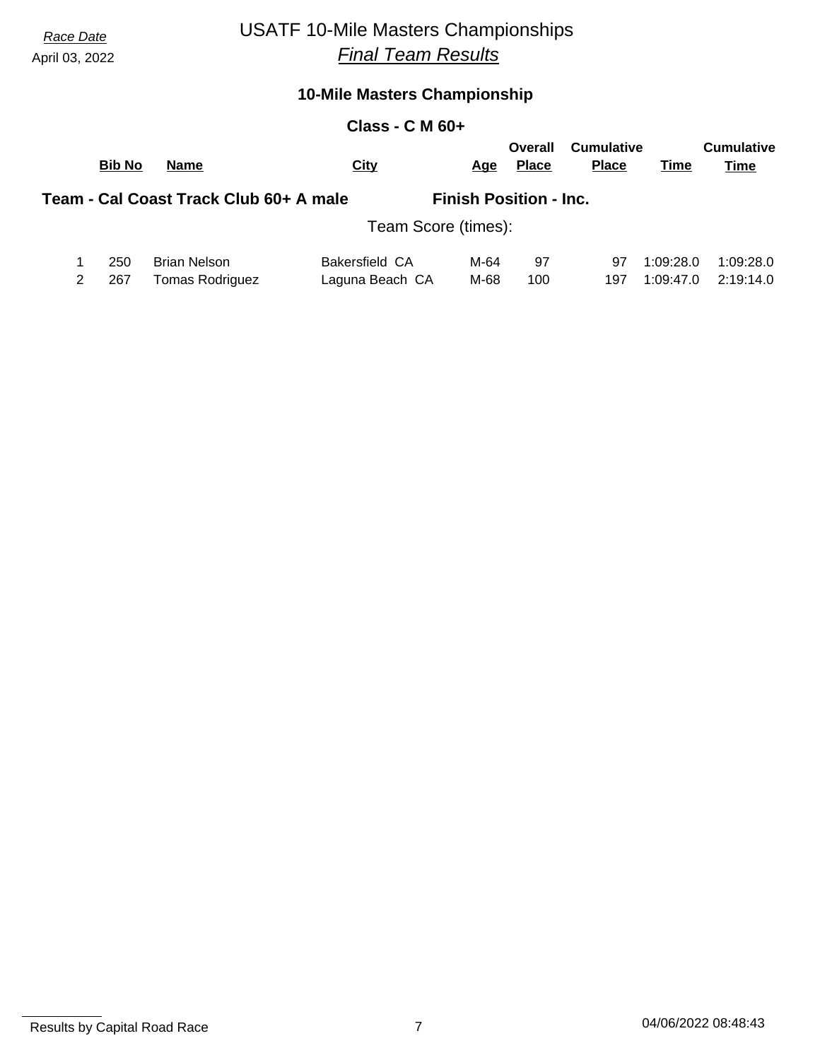*Race Date*
April 03, 2022

# USATF 10-Mile Masters Championships
## *Final Team Results*

### 10-Mile Masters Championship

### Class - C M 60+

**Team - Cal Coast Track Club 60+ A male** — **Finish Position - Inc.**

Team Score (times):

| | Bib No | Name | City | Age | Overall Place | Cumulative Place | Time | Cumulative Time |
|---|---|---|---|---|---|---|---|---|
| 1 | 250 | Brian Nelson | Bakersfield CA | M-64 | 97 | 97 | 1:09:28.0 | 1:09:28.0 |
| 2 | 267 | Tomas Rodriguez | Laguna Beach CA | M-68 | 100 | 197 | 1:09:47.0 | 2:19:14.0 |

Results by Capital Road Race — 04/06/2022 08:48:43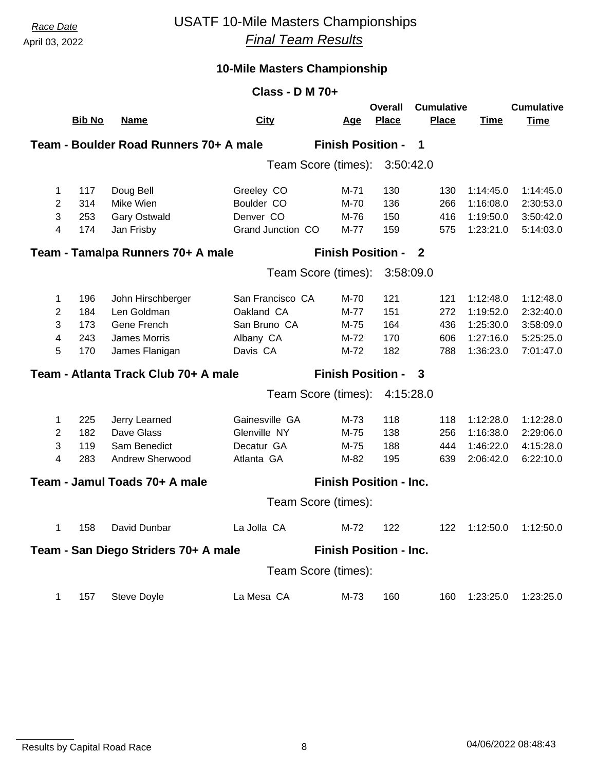*Race Date*
April 03, 2022

# USATF 10-Mile Masters Championships
## *Final Team Results*

### 10-Mile Masters Championship

### Class - D M 70+

**Team - Boulder Road Runners 70+ A male** — **Finish Position - 1**

Team Score (times): 3:50:42.0

| | Bib No | Name | City | Age | Overall Place | Cumulative Place | Time | Cumulative Time |
|---|---|---|---|---|---|---|---|---|
| 1 | 117 | Doug Bell | Greeley CO | M-71 | 130 | 130 | 1:14:45.0 | 1:14:45.0 |
| 2 | 314 | Mike Wien | Boulder CO | M-70 | 136 | 266 | 1:16:08.0 | 2:30:53.0 |
| 3 | 253 | Gary Ostwald | Denver CO | M-76 | 150 | 416 | 1:19:50.0 | 3:50:42.0 |
| 4 | 174 | Jan Frisby | Grand Junction CO | M-77 | 159 | 575 | 1:23:21.0 | 5:14:03.0 |

**Team - Tamalpa Runners 70+ A male** — **Finish Position - 2**

Team Score (times): 3:58:09.0

| | Bib No | Name | City | Age | Overall Place | Cumulative Place | Time | Cumulative Time |
|---|---|---|---|---|---|---|---|---|
| 1 | 196 | John Hirschberger | San Francisco CA | M-70 | 121 | 121 | 1:12:48.0 | 1:12:48.0 |
| 2 | 184 | Len Goldman | Oakland CA | M-77 | 151 | 272 | 1:19:52.0 | 2:32:40.0 |
| 3 | 173 | Gene French | San Bruno CA | M-75 | 164 | 436 | 1:25:30.0 | 3:58:09.0 |
| 4 | 243 | James Morris | Albany CA | M-72 | 170 | 606 | 1:27:16.0 | 5:25:25.0 |
| 5 | 170 | James Flanigan | Davis CA | M-72 | 182 | 788 | 1:36:23.0 | 7:01:47.0 |

**Team - Atlanta Track Club 70+ A male** — **Finish Position - 3**

Team Score (times): 4:15:28.0

| | Bib No | Name | City | Age | Overall Place | Cumulative Place | Time | Cumulative Time |
|---|---|---|---|---|---|---|---|---|
| 1 | 225 | Jerry Learned | Gainesville GA | M-73 | 118 | 118 | 1:12:28.0 | 1:12:28.0 |
| 2 | 182 | Dave Glass | Glenville NY | M-75 | 138 | 256 | 1:16:38.0 | 2:29:06.0 |
| 3 | 119 | Sam Benedict | Decatur GA | M-75 | 188 | 444 | 1:46:22.0 | 4:15:28.0 |
| 4 | 283 | Andrew Sherwood | Atlanta GA | M-82 | 195 | 639 | 2:06:42.0 | 6:22:10.0 |

**Team - Jamul Toads 70+ A male** — **Finish Position - Inc.**

Team Score (times):

| | Bib No | Name | City | Age | Overall Place | Cumulative Place | Time | Cumulative Time |
|---|---|---|---|---|---|---|---|---|
| 1 | 158 | David Dunbar | La Jolla CA | M-72 | 122 | 122 | 1:12:50.0 | 1:12:50.0 |

**Team - San Diego Striders 70+ A male** — **Finish Position - Inc.**

Team Score (times):

| | Bib No | Name | City | Age | Overall Place | Cumulative Place | Time | Cumulative Time |
|---|---|---|---|---|---|---|---|---|
| 1 | 157 | Steve Doyle | La Mesa CA | M-73 | 160 | 160 | 1:23:25.0 | 1:23:25.0 |

Results by Capital Road Race — 04/06/2022 08:48:43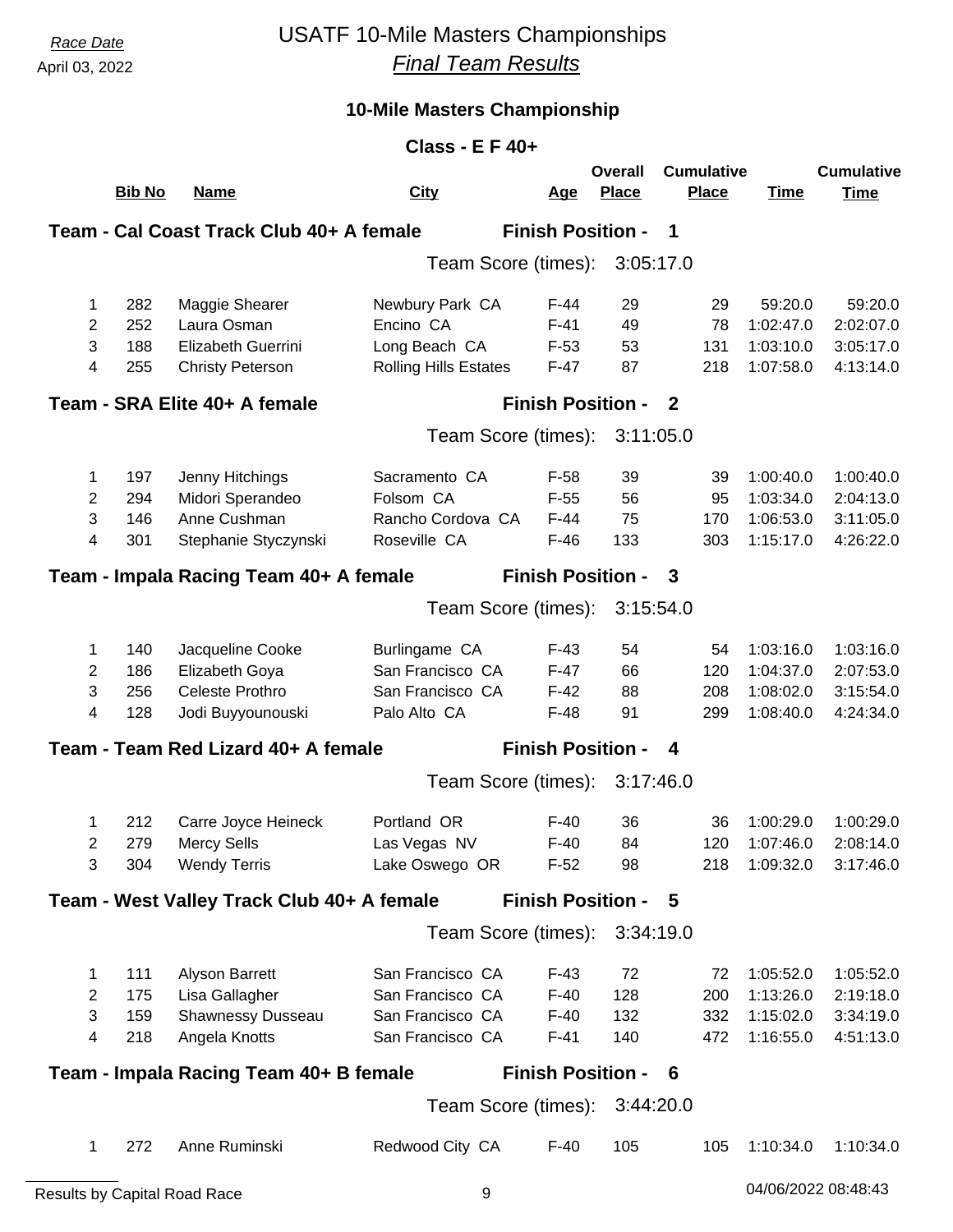Race Date

April 03, 2022

# USATF 10-Mile Masters Championships

## *Final Team Results*

### 10-Mile Masters Championship

### Class - E F 40+

**Team - Cal Coast Track Club 40+ A female** — **Finish Position - 1**

Team Score (times): 3:05:17.0

| | Bib No | Name | City | Age | Overall Place | Cumulative Place | Time | Cumulative Time |
|---|---|---|---|---|---|---|---|---|
| 1 | 282 | Maggie Shearer | Newbury Park CA | F-44 | 29 | 29 | 59:20.0 | 59:20.0 |
| 2 | 252 | Laura Osman | Encino CA | F-41 | 49 | 78 | 1:02:47.0 | 2:02:07.0 |
| 3 | 188 | Elizabeth Guerrini | Long Beach CA | F-53 | 53 | 131 | 1:03:10.0 | 3:05:17.0 |
| 4 | 255 | Christy Peterson | Rolling Hills Estates | F-47 | 87 | 218 | 1:07:58.0 | 4:13:14.0 |

**Team - SRA Elite 40+ A female** — **Finish Position - 2**

Team Score (times): 3:11:05.0

| | Bib No | Name | City | Age | Overall Place | Cumulative Place | Time | Cumulative Time |
|---|---|---|---|---|---|---|---|---|
| 1 | 197 | Jenny Hitchings | Sacramento CA | F-58 | 39 | 39 | 1:00:40.0 | 1:00:40.0 |
| 2 | 294 | Midori Sperandeo | Folsom CA | F-55 | 56 | 95 | 1:03:34.0 | 2:04:13.0 |
| 3 | 146 | Anne Cushman | Rancho Cordova CA | F-44 | 75 | 170 | 1:06:53.0 | 3:11:05.0 |
| 4 | 301 | Stephanie Styczynski | Roseville CA | F-46 | 133 | 303 | 1:15:17.0 | 4:26:22.0 |

**Team - Impala Racing Team 40+ A female** — **Finish Position - 3**

Team Score (times): 3:15:54.0

| | Bib No | Name | City | Age | Overall Place | Cumulative Place | Time | Cumulative Time |
|---|---|---|---|---|---|---|---|---|
| 1 | 140 | Jacqueline Cooke | Burlingame CA | F-43 | 54 | 54 | 1:03:16.0 | 1:03:16.0 |
| 2 | 186 | Elizabeth Goya | San Francisco CA | F-47 | 66 | 120 | 1:04:37.0 | 2:07:53.0 |
| 3 | 256 | Celeste Prothro | San Francisco CA | F-42 | 88 | 208 | 1:08:02.0 | 3:15:54.0 |
| 4 | 128 | Jodi Buyyounouski | Palo Alto CA | F-48 | 91 | 299 | 1:08:40.0 | 4:24:34.0 |

**Team - Team Red Lizard 40+ A female** — **Finish Position - 4**

Team Score (times): 3:17:46.0

| | Bib No | Name | City | Age | Overall Place | Cumulative Place | Time | Cumulative Time |
|---|---|---|---|---|---|---|---|---|
| 1 | 212 | Carre Joyce Heineck | Portland OR | F-40 | 36 | 36 | 1:00:29.0 | 1:00:29.0 |
| 2 | 279 | Mercy Sells | Las Vegas NV | F-40 | 84 | 120 | 1:07:46.0 | 2:08:14.0 |
| 3 | 304 | Wendy Terris | Lake Oswego OR | F-52 | 98 | 218 | 1:09:32.0 | 3:17:46.0 |

**Team - West Valley Track Club 40+ A female** — **Finish Position - 5**

Team Score (times): 3:34:19.0

| | Bib No | Name | City | Age | Overall Place | Cumulative Place | Time | Cumulative Time |
|---|---|---|---|---|---|---|---|---|
| 1 | 111 | Alyson Barrett | San Francisco CA | F-43 | 72 | 72 | 1:05:52.0 | 1:05:52.0 |
| 2 | 175 | Lisa Gallagher | San Francisco CA | F-40 | 128 | 200 | 1:13:26.0 | 2:19:18.0 |
| 3 | 159 | Shawnessy Dusseau | San Francisco CA | F-40 | 132 | 332 | 1:15:02.0 | 3:34:19.0 |
| 4 | 218 | Angela Knotts | San Francisco CA | F-41 | 140 | 472 | 1:16:55.0 | 4:51:13.0 |

**Team - Impala Racing Team 40+ B female** — **Finish Position - 6**

Team Score (times): 3:44:20.0

| | Bib No | Name | City | Age | Overall Place | Cumulative Place | Time | Cumulative Time |
|---|---|---|---|---|---|---|---|---|
| 1 | 272 | Anne Ruminski | Redwood City CA | F-40 | 105 | 105 | 1:10:34.0 | 1:10:34.0 |

Results by Capital Road Race — 04/06/2022 08:48:43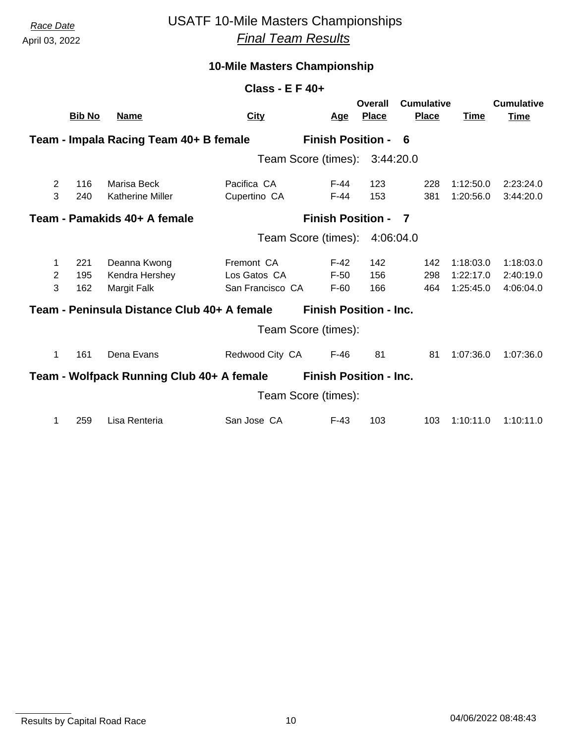*Race Date*
April 03, 2022

# USATF 10-Mile Masters Championships

## *Final Team Results*

### 10-Mile Masters Championship

### Class - E F 40+

| | Bib No | Name | City | Age | Overall Place | Cumulative Place | Time | Cumulative Time |
|---|---|---|---|---|---|---|---|---|
| **Team - Impala Racing Team 40+ B female** | | | | **Finish Position - 6** | | | | |
| | | | Team Score (times): 3:44:20.0 | | | | | |
| 2 | 116 | Marisa Beck | Pacifica CA | F-44 | 123 | 228 | 1:12:50.0 | 2:23:24.0 |
| 3 | 240 | Katherine Miller | Cupertino CA | F-44 | 153 | 381 | 1:20:56.0 | 3:44:20.0 |
| **Team - Pamakids 40+ A female** | | | | **Finish Position - 7** | | | | |
| | | | Team Score (times): 4:06:04.0 | | | | | |
| 1 | 221 | Deanna Kwong | Fremont CA | F-42 | 142 | 142 | 1:18:03.0 | 1:18:03.0 |
| 2 | 195 | Kendra Hershey | Los Gatos CA | F-50 | 156 | 298 | 1:22:17.0 | 2:40:19.0 |
| 3 | 162 | Margit Falk | San Francisco CA | F-60 | 166 | 464 | 1:25:45.0 | 4:06:04.0 |
| **Team - Peninsula Distance Club 40+ A female** | | | | **Finish Position - Inc.** | | | | |
| | | | Team Score (times): | | | | | |
| 1 | 161 | Dena Evans | Redwood City CA | F-46 | 81 | 81 | 1:07:36.0 | 1:07:36.0 |
| **Team - Wolfpack Running Club 40+ A female** | | | | **Finish Position - Inc.** | | | | |
| | | | Team Score (times): | | | | | |
| 1 | 259 | Lisa Renteria | San Jose CA | F-43 | 103 | 103 | 1:10:11.0 | 1:10:11.0 |

Results by Capital Road Race — 04/06/2022 08:48:43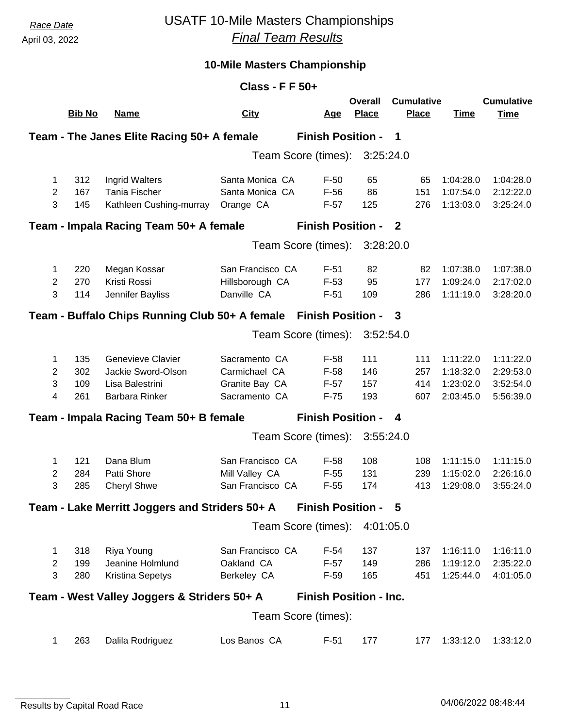Race Date
April 03, 2022

# USATF 10-Mile Masters Championships
## *Final Team Results*

### 10-Mile Masters Championship

#### Class - F F 50+

**Team - The Janes Elite Racing 50+ A female** — **Finish Position - 1**

Team Score (times): 3:25:24.0

| | Bib No | Name | City | Age | Overall Place | Cumulative Place | Time | Cumulative Time |
|---|---|---|---|---|---|---|---|---|
| 1 | 312 | Ingrid Walters | Santa Monica CA | F-50 | 65 | 65 | 1:04:28.0 | 1:04:28.0 |
| 2 | 167 | Tania Fischer | Santa Monica CA | F-56 | 86 | 151 | 1:07:54.0 | 2:12:22.0 |
| 3 | 145 | Kathleen Cushing-murray | Orange CA | F-57 | 125 | 276 | 1:13:03.0 | 3:25:24.0 |

**Team - Impala Racing Team 50+ A female** — **Finish Position - 2**

Team Score (times): 3:28:20.0

| | Bib No | Name | City | Age | Overall Place | Cumulative Place | Time | Cumulative Time |
|---|---|---|---|---|---|---|---|---|
| 1 | 220 | Megan Kossar | San Francisco CA | F-51 | 82 | 82 | 1:07:38.0 | 1:07:38.0 |
| 2 | 270 | Kristi Rossi | Hillsborough CA | F-53 | 95 | 177 | 1:09:24.0 | 2:17:02.0 |
| 3 | 114 | Jennifer Bayliss | Danville CA | F-51 | 109 | 286 | 1:11:19.0 | 3:28:20.0 |

**Team - Buffalo Chips Running Club 50+ A female** — **Finish Position - 3**

Team Score (times): 3:52:54.0

| | Bib No | Name | City | Age | Overall Place | Cumulative Place | Time | Cumulative Time |
|---|---|---|---|---|---|---|---|---|
| 1 | 135 | Genevieve Clavier | Sacramento CA | F-58 | 111 | 111 | 1:11:22.0 | 1:11:22.0 |
| 2 | 302 | Jackie Sword-Olson | Carmichael CA | F-58 | 146 | 257 | 1:18:32.0 | 2:29:53.0 |
| 3 | 109 | Lisa Balestrini | Granite Bay CA | F-57 | 157 | 414 | 1:23:02.0 | 3:52:54.0 |
| 4 | 261 | Barbara Rinker | Sacramento CA | F-75 | 193 | 607 | 2:03:45.0 | 5:56:39.0 |

**Team - Impala Racing Team 50+ B female** — **Finish Position - 4**

Team Score (times): 3:55:24.0

| | Bib No | Name | City | Age | Overall Place | Cumulative Place | Time | Cumulative Time |
|---|---|---|---|---|---|---|---|---|
| 1 | 121 | Dana Blum | San Francisco CA | F-58 | 108 | 108 | 1:11:15.0 | 1:11:15.0 |
| 2 | 284 | Patti Shore | Mill Valley CA | F-55 | 131 | 239 | 1:15:02.0 | 2:26:16.0 |
| 3 | 285 | Cheryl Shwe | San Francisco CA | F-55 | 174 | 413 | 1:29:08.0 | 3:55:24.0 |

**Team - Lake Merritt Joggers and Striders 50+ A** — **Finish Position - 5**

Team Score (times): 4:01:05.0

| | Bib No | Name | City | Age | Overall Place | Cumulative Place | Time | Cumulative Time |
|---|---|---|---|---|---|---|---|---|
| 1 | 318 | Riya Young | San Francisco CA | F-54 | 137 | 137 | 1:16:11.0 | 1:16:11.0 |
| 2 | 199 | Jeanine Holmlund | Oakland CA | F-57 | 149 | 286 | 1:19:12.0 | 2:35:22.0 |
| 3 | 280 | Kristina Sepetys | Berkeley CA | F-59 | 165 | 451 | 1:25:44.0 | 4:01:05.0 |

**Team - West Valley Joggers & Striders 50+ A** — **Finish Position - Inc.**

Team Score (times):

| | Bib No | Name | City | Age | Overall Place | Cumulative Place | Time | Cumulative Time |
|---|---|---|---|---|---|---|---|---|
| 1 | 263 | Dalila Rodriguez | Los Banos CA | F-51 | 177 | 177 | 1:33:12.0 | 1:33:12.0 |

Results by Capital Road Race — 04/06/2022 08:48:44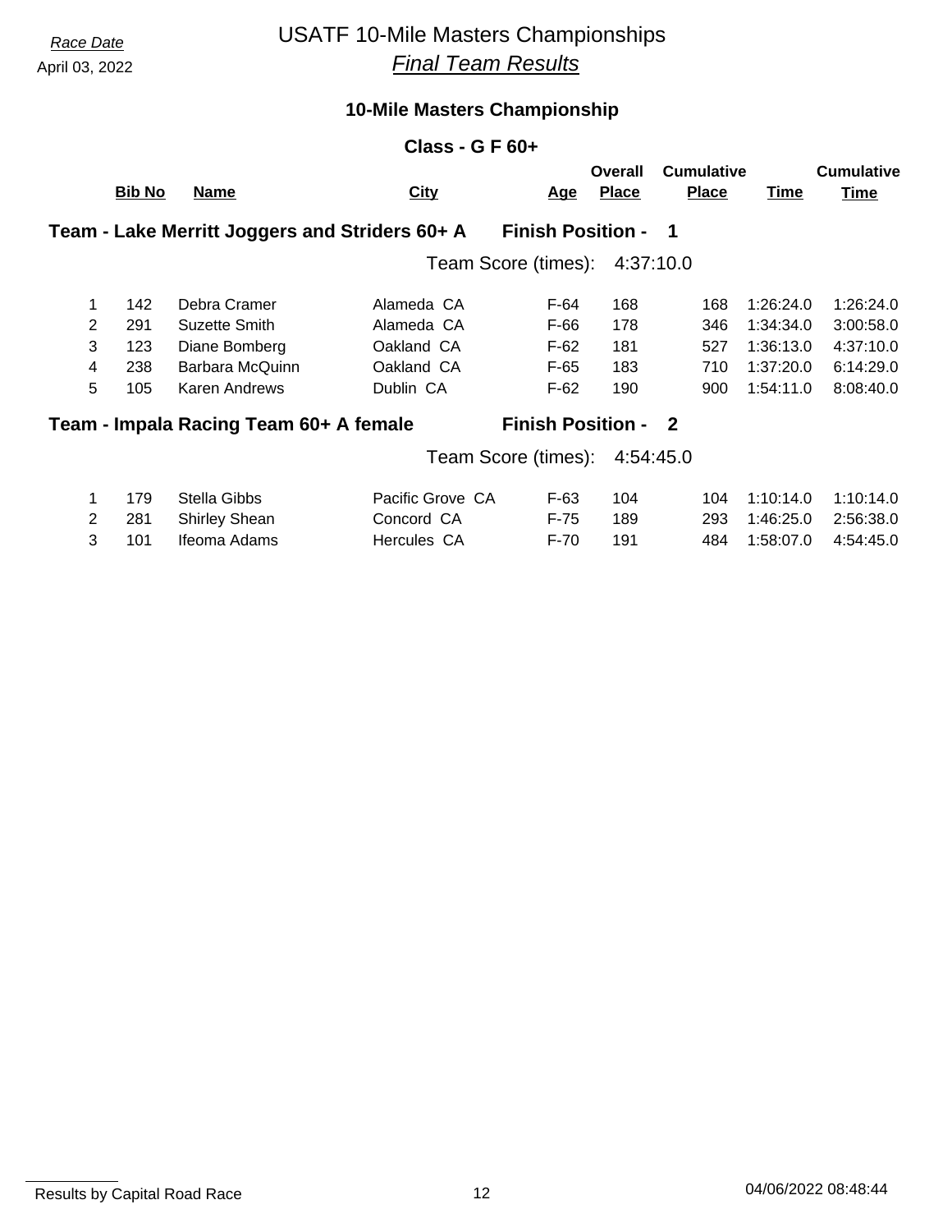Race Date
April 03, 2022

# USATF 10-Mile Masters Championships
## *Final Team Results*

### 10-Mile Masters Championship

#### Class - G F 60+

**Team - Lake Merritt Joggers and Striders 60+ A** — **Finish Position - 1**

Team Score (times): 4:37:10.0

| | Bib No | Name | City | Age | Overall Place | Cumulative Place | Time | Cumulative Time |
|---|---|---|---|---|---|---|---|---|
| 1 | 142 | Debra Cramer | Alameda CA | F-64 | 168 | 168 | 1:26:24.0 | 1:26:24.0 |
| 2 | 291 | Suzette Smith | Alameda CA | F-66 | 178 | 346 | 1:34:34.0 | 3:00:58.0 |
| 3 | 123 | Diane Bomberg | Oakland CA | F-62 | 181 | 527 | 1:36:13.0 | 4:37:10.0 |
| 4 | 238 | Barbara McQuinn | Oakland CA | F-65 | 183 | 710 | 1:37:20.0 | 6:14:29.0 |
| 5 | 105 | Karen Andrews | Dublin CA | F-62 | 190 | 900 | 1:54:11.0 | 8:08:40.0 |

**Team - Impala Racing Team 60+ A female** — **Finish Position - 2**

Team Score (times): 4:54:45.0

| | Bib No | Name | City | Age | Overall Place | Cumulative Place | Time | Cumulative Time |
|---|---|---|---|---|---|---|---|---|
| 1 | 179 | Stella Gibbs | Pacific Grove CA | F-63 | 104 | 104 | 1:10:14.0 | 1:10:14.0 |
| 2 | 281 | Shirley Shean | Concord CA | F-75 | 189 | 293 | 1:46:25.0 | 2:56:38.0 |
| 3 | 101 | Ifeoma Adams | Hercules CA | F-70 | 191 | 484 | 1:58:07.0 | 4:54:45.0 |

Results by Capital Road Race — 04/06/2022 08:48:44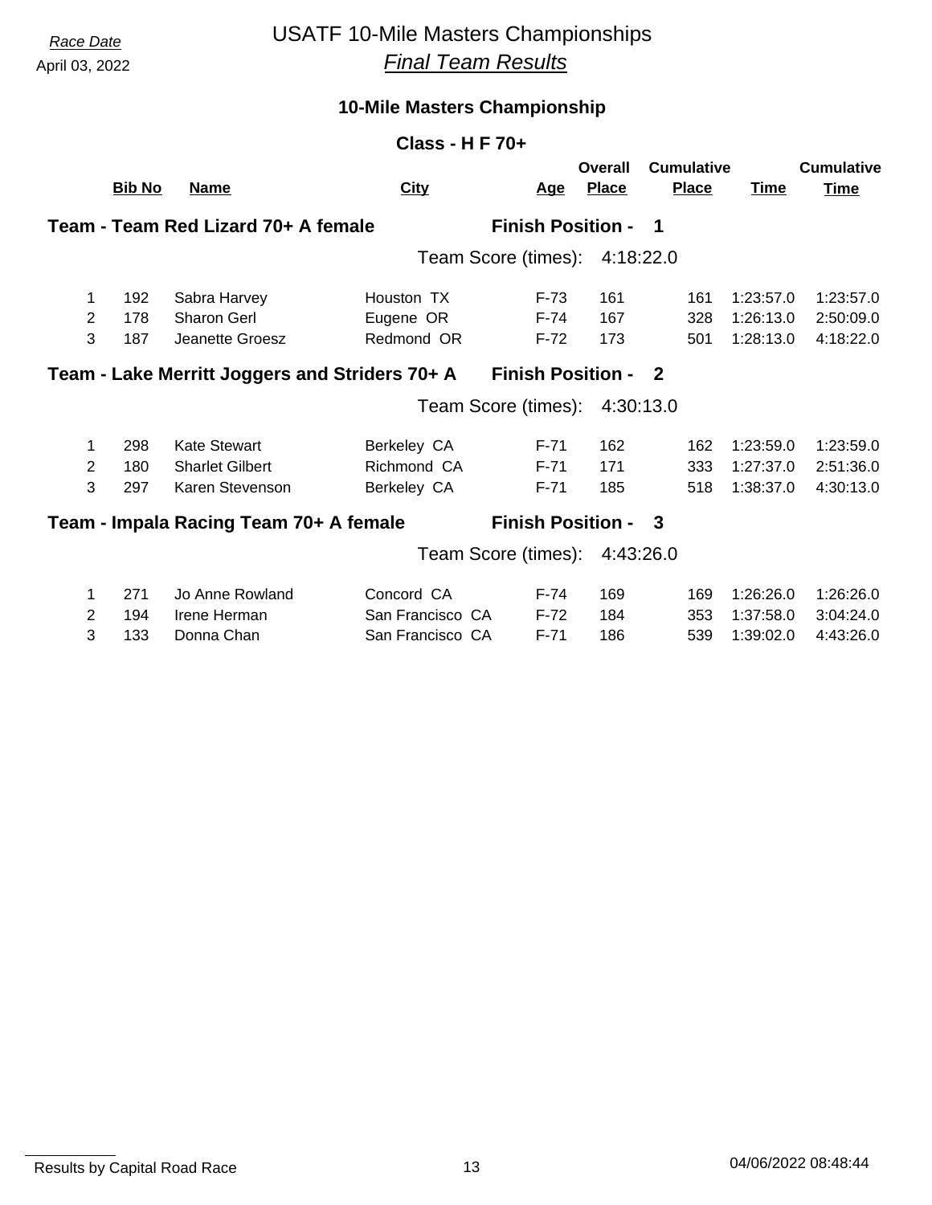*Race Date*
April 03, 2022

# USATF 10-Mile Masters Championships

## *Final Team Results*

### 10-Mile Masters Championship

### Class - H F 70+

**Team - Team Red Lizard 70+ A female** — **Finish Position - 1**

Team Score (times): 4:18:22.0

| | Bib No | Name | City | Age | Overall Place | Cumulative Place | Time | Cumulative Time |
|---|---|---|---|---|---|---|---|---|
| 1 | 192 | Sabra Harvey | Houston TX | F-73 | 161 | 161 | 1:23:57.0 | 1:23:57.0 |
| 2 | 178 | Sharon Gerl | Eugene OR | F-74 | 167 | 328 | 1:26:13.0 | 2:50:09.0 |
| 3 | 187 | Jeanette Groesz | Redmond OR | F-72 | 173 | 501 | 1:28:13.0 | 4:18:22.0 |

**Team - Lake Merritt Joggers and Striders 70+ A** — **Finish Position - 2**

Team Score (times): 4:30:13.0

| | Bib No | Name | City | Age | Overall Place | Cumulative Place | Time | Cumulative Time |
|---|---|---|---|---|---|---|---|---|
| 1 | 298 | Kate Stewart | Berkeley CA | F-71 | 162 | 162 | 1:23:59.0 | 1:23:59.0 |
| 2 | 180 | Sharlet Gilbert | Richmond CA | F-71 | 171 | 333 | 1:27:37.0 | 2:51:36.0 |
| 3 | 297 | Karen Stevenson | Berkeley CA | F-71 | 185 | 518 | 1:38:37.0 | 4:30:13.0 |

**Team - Impala Racing Team 70+ A female** — **Finish Position - 3**

Team Score (times): 4:43:26.0

| | Bib No | Name | City | Age | Overall Place | Cumulative Place | Time | Cumulative Time |
|---|---|---|---|---|---|---|---|---|
| 1 | 271 | Jo Anne Rowland | Concord CA | F-74 | 169 | 169 | 1:26:26.0 | 1:26:26.0 |
| 2 | 194 | Irene Herman | San Francisco CA | F-72 | 184 | 353 | 1:37:58.0 | 3:04:24.0 |
| 3 | 133 | Donna Chan | San Francisco CA | F-71 | 186 | 539 | 1:39:02.0 | 4:43:26.0 |

Results by Capital Road Race — 04/06/2022 08:48:44